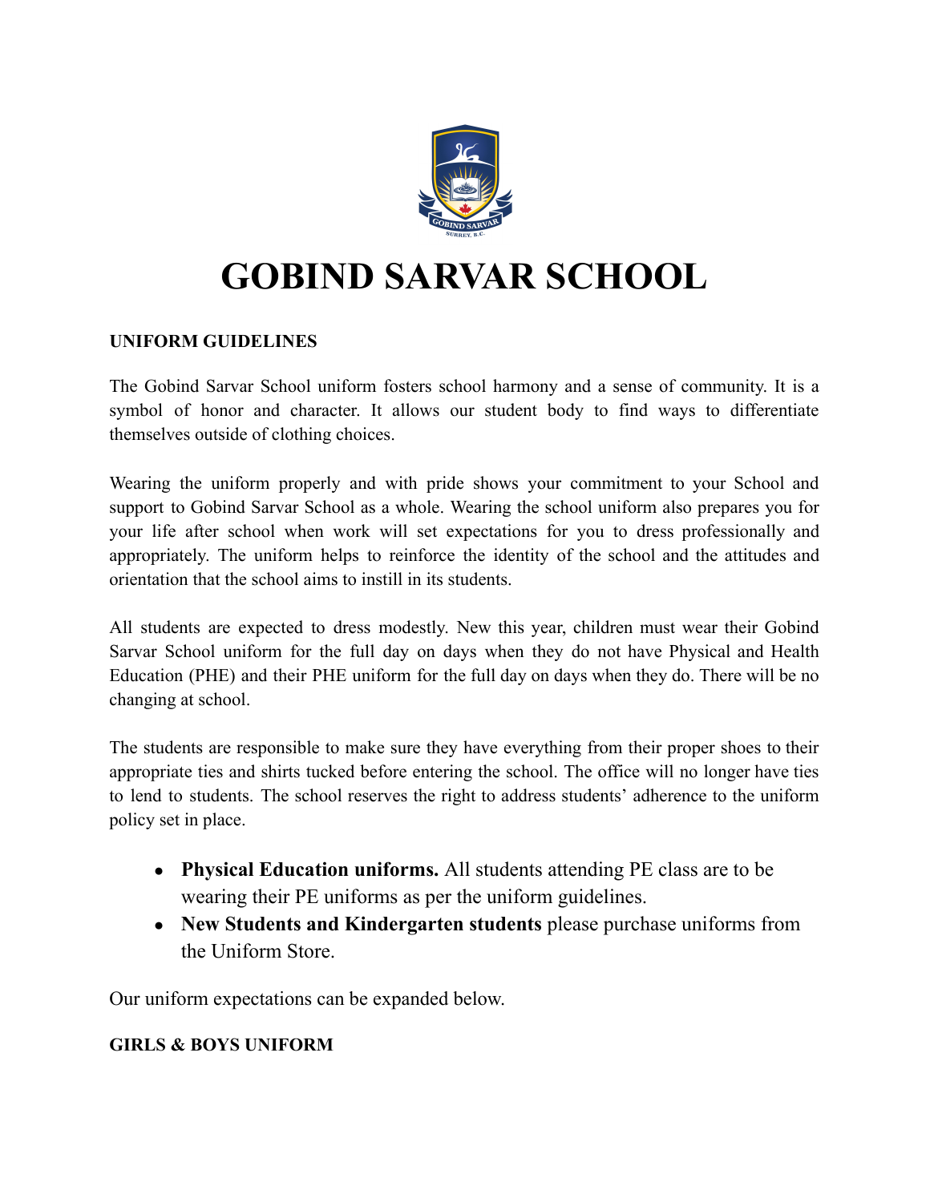# GOBIND SARVAR SCHOOL

**UNIFORM GUIDELINES**

The Gobind Sarvar School uniform fosters school harmony and a sense of community. It is a symbol of honor and character. It allows our student body to find ways to differentiate themselves outside of clothing choices.

Wearing the uniform properly and with pride shows your commitment to your School and support to Gobind Sarvar School as a whole. Wearing the school uniform also prepares you for your life after school when work will set expectations for you to dress professionally and appropriately. The uniform helps to reinforce the identity of the school and the attitudes and orientation that the school aims to instill in its students.

All students are expected to dress modestly. New this year, children must wear their Gobind Sarvar School uniform for the full day on days when they do not have Physical and Health Education (PHE) and their PHE uniform for the full day on days when they do. There will be no changing at school.

The students are responsible to make sure they have everything from their proper shoes to their appropriate ties and shirts tucked before entering the school. The office will no longer have ties to lend to students. The school reserves the right to address students' adherence to the uniform policy set in place.

- **Physical Education uniforms.** All students attending PE class are to be wearing their PE uniforms as per the uniform guidelines.
- **New Students and Kindergarten students** please purchase uniforms from the Uniform Store.

Our uniform expectations can be expanded below.

**GIRLS & BOYS UNIFORM**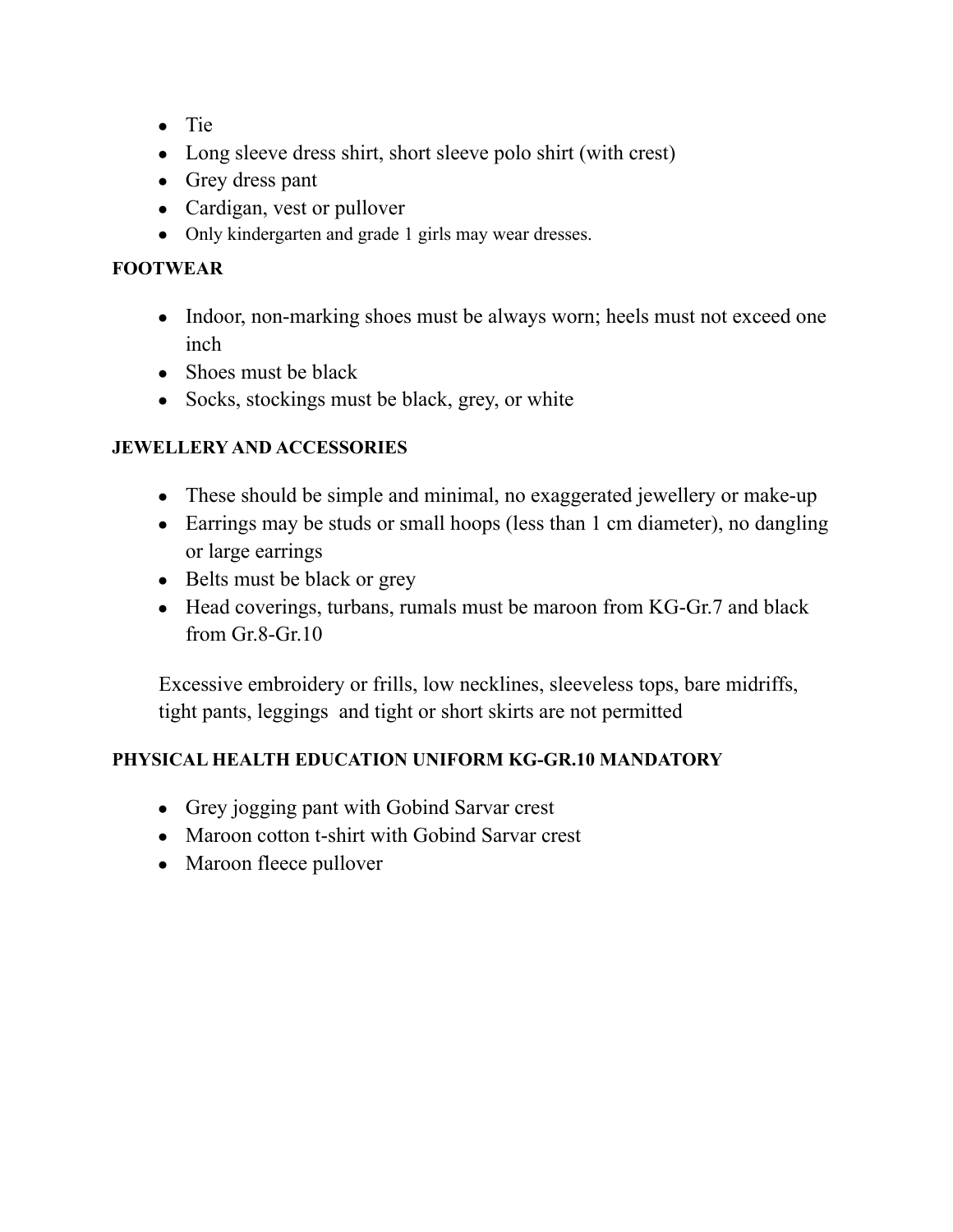- Tie
- Long sleeve dress shirt, short sleeve polo shirt (with crest)
- Grey dress pant
- Cardigan, vest or pullover
- Only kindergarten and grade 1 girls may wear dresses.

**FOOTWEAR**

- Indoor, non-marking shoes must be always worn; heels must not exceed one inch
- Shoes must be black
- Socks, stockings must be black, grey, or white

**JEWELLERY AND ACCESSORIES**

- These should be simple and minimal, no exaggerated jewellery or make-up
- Earrings may be studs or small hoops (less than 1 cm diameter), no dangling or large earrings
- Belts must be black or grey
- Head coverings, turbans, rumals must be maroon from KG-Gr.7 and black from Gr.8-Gr.10

Excessive embroidery or frills, low necklines, sleeveless tops, bare midriffs, tight pants, leggings and tight or short skirts are not permitted

**PHYSICAL HEALTH EDUCATION UNIFORM KG-GR.10 MANDATORY**

- Grey jogging pant with Gobind Sarvar crest
- Maroon cotton t-shirt with Gobind Sarvar crest
- Maroon fleece pullover